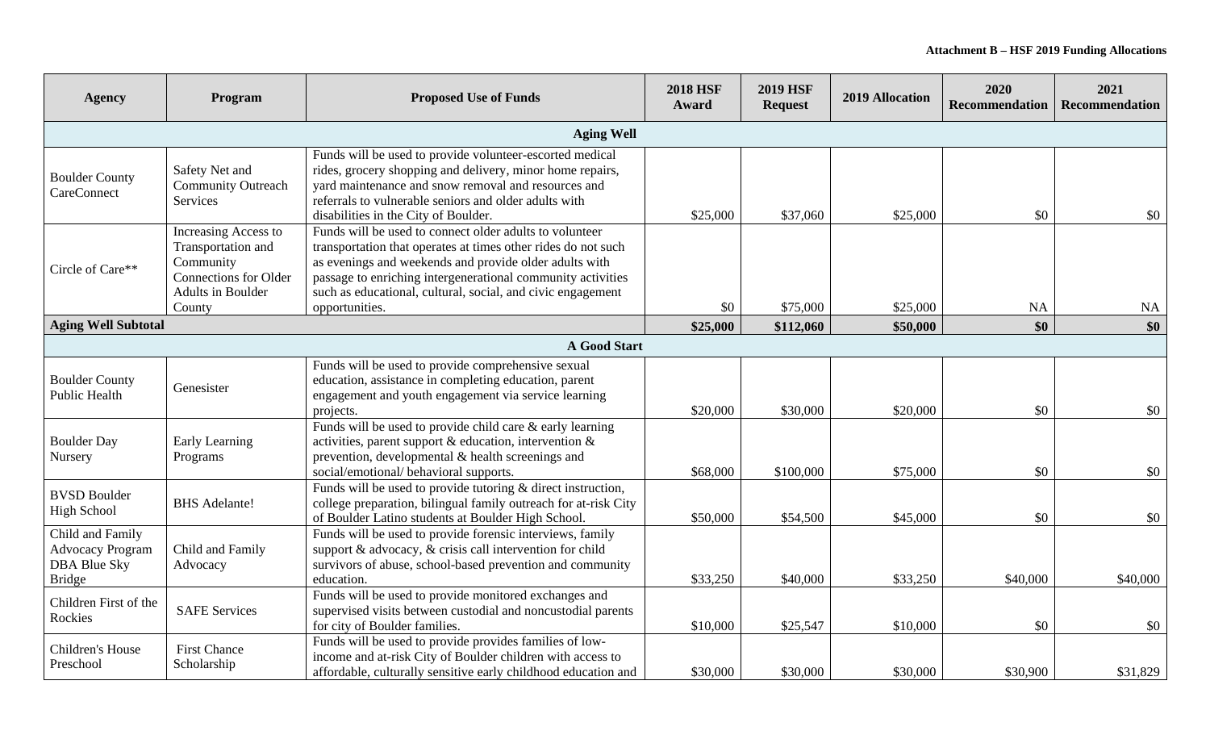**Attachment B – HSF 2019 Funding Allocations**

| Agency | Program | Proposed Use of Funds | 2018 HSF Award | 2019 HSF Request | 2019 Allocation | 2020 Recommendation | 2021 Recommendation |
|---|---|---|---|---|---|---|---|
| **Aging Well** | | | | | | | |
| Boulder County CareConnect | Safety Net and Community Outreach Services | Funds will be used to provide volunteer-escorted medical rides, grocery shopping and delivery, minor home repairs, yard maintenance and snow removal and resources and referrals to vulnerable seniors and older adults with disabilities in the City of Boulder. | $25,000 | $37,060 | $25,000 | $0 | $0 |
| Circle of Care** | Increasing Access to Transportation and Community Connections for Older Adults in Boulder County | Funds will be used to connect older adults to volunteer transportation that operates at times other rides do not such as evenings and weekends and provide older adults with passage to enriching intergenerational community activities such as educational, cultural, social, and civic engagement opportunities. | $0 | $75,000 | $25,000 | NA | NA |
| **Aging Well Subtotal** | | | **$25,000** | **$112,060** | **$50,000** | **$0** | **$0** |
| **A Good Start** | | | | | | | |
| Boulder County Public Health | Genesister | Funds will be used to provide comprehensive sexual education, assistance in completing education, parent engagement and youth engagement via service learning projects. | $20,000 | $30,000 | $20,000 | $0 | $0 |
| Boulder Day Nursery | Early Learning Programs | Funds will be used to provide child care & early learning activities, parent support & education, intervention & prevention, developmental & health screenings and social/emotional/ behavioral supports. | $68,000 | $100,000 | $75,000 | $0 | $0 |
| BVSD Boulder High School | BHS Adelante! | Funds will be used to provide tutoring & direct instruction, college preparation, bilingual family outreach for at-risk City of Boulder Latino students at Boulder High School. | $50,000 | $54,500 | $45,000 | $0 | $0 |
| Child and Family Advocacy Program DBA Blue Sky Bridge | Child and Family Advocacy | Funds will be used to provide forensic interviews, family support & advocacy, & crisis call intervention for child survivors of abuse, school-based prevention and community education. | $33,250 | $40,000 | $33,250 | $40,000 | $40,000 |
| Children First of the Rockies | SAFE Services | Funds will be used to provide monitored exchanges and supervised visits between custodial and noncustodial parents for city of Boulder families. | $10,000 | $25,547 | $10,000 | $0 | $0 |
| Children's House Preschool | First Chance Scholarship | Funds will be used to provide provides families of low-income and at-risk City of Boulder children with access to affordable, culturally sensitive early childhood education and | $30,000 | $30,000 | $30,000 | $30,900 | $31,829 |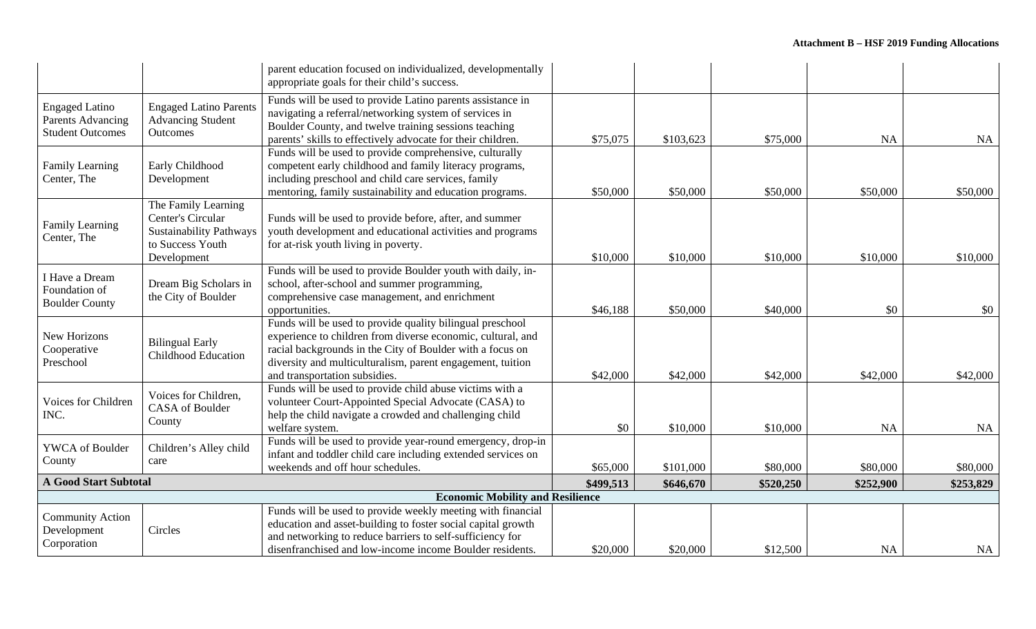| | | | | | | | |
|---|---|---|---|---|---|---|---|
| | | parent education focused on individualized, developmentally appropriate goals for their child's success. | | | | | |
| Engaged Latino Parents Advancing Student Outcomes | Engaged Latino Parents Advancing Student Outcomes | Funds will be used to provide Latino parents assistance in navigating a referral/networking system of services in Boulder County, and twelve training sessions teaching parents' skills to effectively advocate for their children. | $75,075 | $103,623 | $75,000 | NA | NA |
| Family Learning Center, The | Early Childhood Development | Funds will be used to provide comprehensive, culturally competent early childhood and family literacy programs, including preschool and child care services, family mentoring, family sustainability and education programs. | $50,000 | $50,000 | $50,000 | $50,000 | $50,000 |
| Family Learning Center, The | The Family Learning Center's Circular Sustainability Pathways to Success Youth Development | Funds will be used to provide before, after, and summer youth development and educational activities and programs for at-risk youth living in poverty. | $10,000 | $10,000 | $10,000 | $10,000 | $10,000 |
| I Have a Dream Foundation of Boulder County | Dream Big Scholars in the City of Boulder | Funds will be used to provide Boulder youth with daily, in-school, after-school and summer programming, comprehensive case management, and enrichment opportunities. | $46,188 | $50,000 | $40,000 | $0 | $0 |
| New Horizons Cooperative Preschool | Bilingual Early Childhood Education | Funds will be used to provide quality bilingual preschool experience to children from diverse economic, cultural, and racial backgrounds in the City of Boulder with a focus on diversity and multiculturalism, parent engagement, tuition and transportation subsidies. | $42,000 | $42,000 | $42,000 | $42,000 | $42,000 |
| Voices for Children INC. | Voices for Children, CASA of Boulder County | Funds will be used to provide child abuse victims with a volunteer Court-Appointed Special Advocate (CASA) to help the child navigate a crowded and challenging child welfare system. | $0 | $10,000 | $10,000 | NA | NA |
| YWCA of Boulder County | Children's Alley child care | Funds will be used to provide year-round emergency, drop-in infant and toddler child care including extended services on weekends and off hour schedules. | $65,000 | $101,000 | $80,000 | $80,000 | $80,000 |
| **A Good Start Subtotal** | | | **$499,513** | **$646,670** | **$520,250** | **$252,900** | **$253,829** |
| **Economic Mobility and Resilience** | | | | | | | |
| Community Action Development Corporation | Circles | Funds will be used to provide weekly meeting with financial education and asset-building to foster social capital growth and networking to reduce barriers to self-sufficiency for disenfranchised and low-income income Boulder residents. | $20,000 | $20,000 | $12,500 | NA | NA |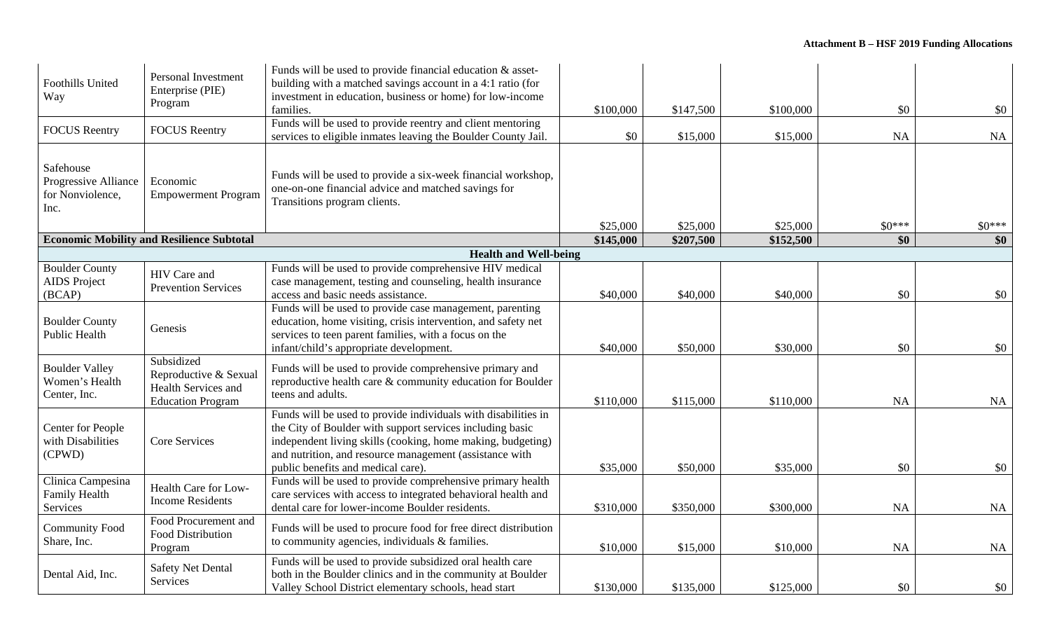| | | | | | | | |
|---|---|---|---|---|---|---|---|
| Foothills United Way | Personal Investment Enterprise (PIE) Program | Funds will be used to provide financial education & asset-building with a matched savings account in a 4:1 ratio (for investment in education, business or home) for low-income families. | $100,000 | $147,500 | $100,000 | $0 | $0 |
| FOCUS Reentry | FOCUS Reentry | Funds will be used to provide reentry and client mentoring services to eligible inmates leaving the Boulder County Jail. | $0 | $15,000 | $15,000 | NA | NA |
| Safehouse Progressive Alliance for Nonviolence, Inc. | Economic Empowerment Program | Funds will be used to provide a six-week financial workshop, one-on-one financial advice and matched savings for Transitions program clients. | $25,000 | $25,000 | $25,000 | $0*** | $0*** |
| **Economic Mobility and Resilience Subtotal** | | | **$145,000** | **$207,500** | **$152,500** | **$0** | **$0** |
| **Health and Well-being** | | | | | | | |
| Boulder County AIDS Project (BCAP) | HIV Care and Prevention Services | Funds will be used to provide comprehensive HIV medical case management, testing and counseling, health insurance access and basic needs assistance. | $40,000 | $40,000 | $40,000 | $0 | $0 |
| Boulder County Public Health | Genesis | Funds will be used to provide case management, parenting education, home visiting, crisis intervention, and safety net services to teen parent families, with a focus on the infant/child's appropriate development. | $40,000 | $50,000 | $30,000 | $0 | $0 |
| Boulder Valley Women's Health Center, Inc. | Subsidized Reproductive & Sexual Health Services and Education Program | Funds will be used to provide comprehensive primary and reproductive health care & community education for Boulder teens and adults. | $110,000 | $115,000 | $110,000 | NA | NA |
| Center for People with Disabilities (CPWD) | Core Services | Funds will be used to provide individuals with disabilities in the City of Boulder with support services including basic independent living skills (cooking, home making, budgeting) and nutrition, and resource management (assistance with public benefits and medical care). | $35,000 | $50,000 | $35,000 | $0 | $0 |
| Clinica Campesina Family Health Services | Health Care for Low-Income Residents | Funds will be used to provide comprehensive primary health care services with access to integrated behavioral health and dental care for lower-income Boulder residents. | $310,000 | $350,000 | $300,000 | NA | NA |
| Community Food Share, Inc. | Food Procurement and Food Distribution Program | Funds will be used to procure food for free direct distribution to community agencies, individuals & families. | $10,000 | $15,000 | $10,000 | NA | NA |
| Dental Aid, Inc. | Safety Net Dental Services | Funds will be used to provide subsidized oral health care both in the Boulder clinics and in the community at Boulder Valley School District elementary schools, head start | $130,000 | $135,000 | $125,000 | $0 | $0 |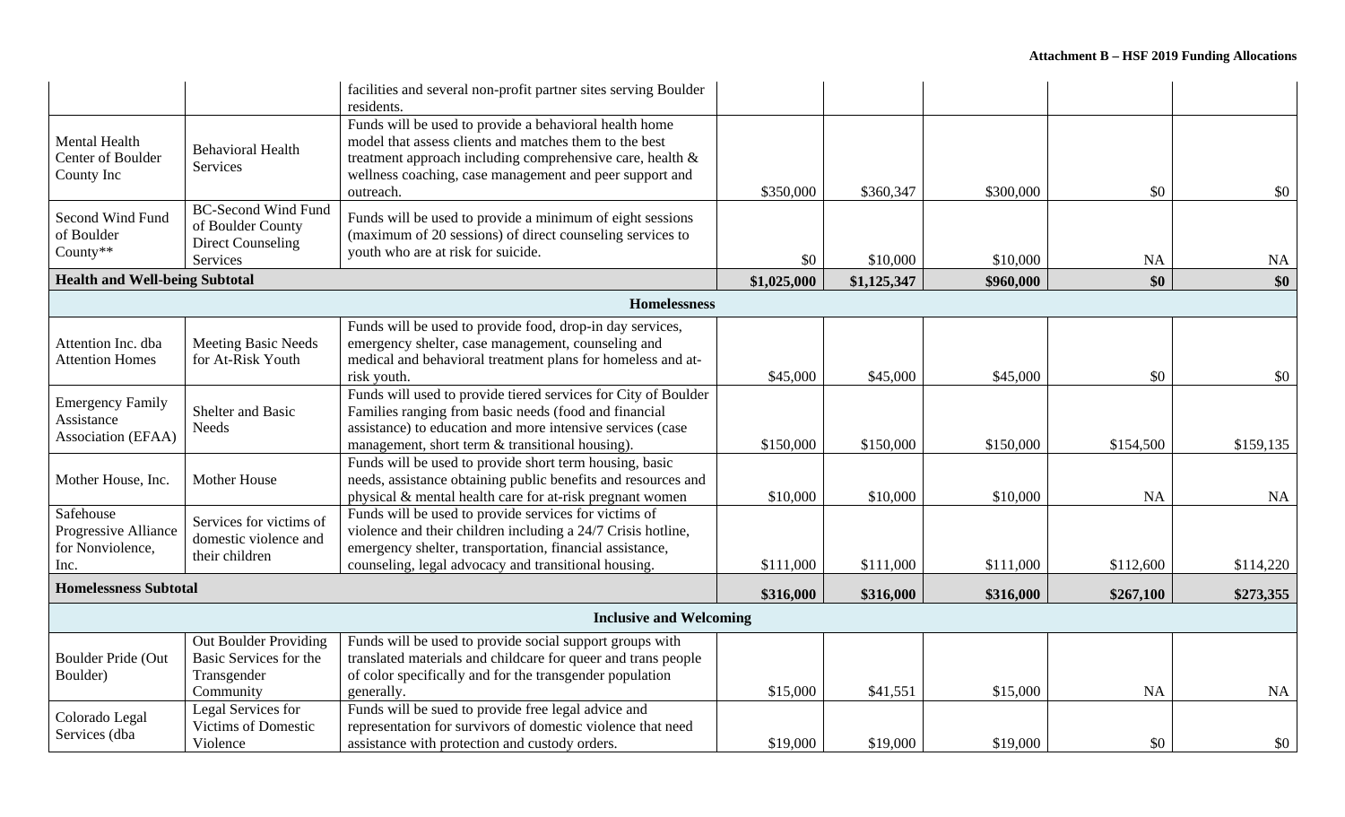| | | facilities and several non-profit partner sites serving Boulder residents. | | | | | |
|---|---|---|---|---|---|---|---|
| Mental Health Center of Boulder County Inc | Behavioral Health Services | Funds will be used to provide a behavioral health home model that assess clients and matches them to the best treatment approach including comprehensive care, health & wellness coaching, case management and peer support and outreach. | $350,000 | $360,347 | $300,000 | $0 | $0 |
| Second Wind Fund of Boulder County** | BC-Second Wind Fund of Boulder County Direct Counseling Services | Funds will be used to provide a minimum of eight sessions (maximum of 20 sessions) of direct counseling services to youth who are at risk for suicide. | $0 | $10,000 | $10,000 | NA | NA |
| **Health and Well-being Subtotal** | | | **$1,025,000** | **$1,125,347** | **$960,000** | **$0** | **$0** |
| **Homelessness** | | | | | | | |
| Attention Inc. dba Attention Homes | Meeting Basic Needs for At-Risk Youth | Funds will be used to provide food, drop-in day services, emergency shelter, case management, counseling and medical and behavioral treatment plans for homeless and at-risk youth. | $45,000 | $45,000 | $45,000 | $0 | $0 |
| Emergency Family Assistance Association (EFAA) | Shelter and Basic Needs | Funds will used to provide tiered services for City of Boulder Families ranging from basic needs (food and financial assistance) to education and more intensive services (case management, short term & transitional housing). | $150,000 | $150,000 | $150,000 | $154,500 | $159,135 |
| Mother House, Inc. | Mother House | Funds will be used to provide short term housing, basic needs, assistance obtaining public benefits and resources and physical & mental health care for at-risk pregnant women | $10,000 | $10,000 | $10,000 | NA | NA |
| Safehouse Progressive Alliance for Nonviolence, Inc. | Services for victims of domestic violence and their children | Funds will be used to provide services for victims of violence and their children including a 24/7 Crisis hotline, emergency shelter, transportation, financial assistance, counseling, legal advocacy and transitional housing. | $111,000 | $111,000 | $111,000 | $112,600 | $114,220 |
| **Homelessness Subtotal** | | | **$316,000** | **$316,000** | **$316,000** | **$267,100** | **$273,355** |
| **Inclusive and Welcoming** | | | | | | | |
| Boulder Pride (Out Boulder) | Out Boulder Providing Basic Services for the Transgender Community | Funds will be used to provide social support groups with translated materials and childcare for queer and trans people of color specifically and for the transgender population generally. | $15,000 | $41,551 | $15,000 | NA | NA |
| Colorado Legal Services (dba | Legal Services for Victims of Domestic Violence | Funds will be sued to provide free legal advice and representation for survivors of domestic violence that need assistance with protection and custody orders. | $19,000 | $19,000 | $19,000 | $0 | $0 |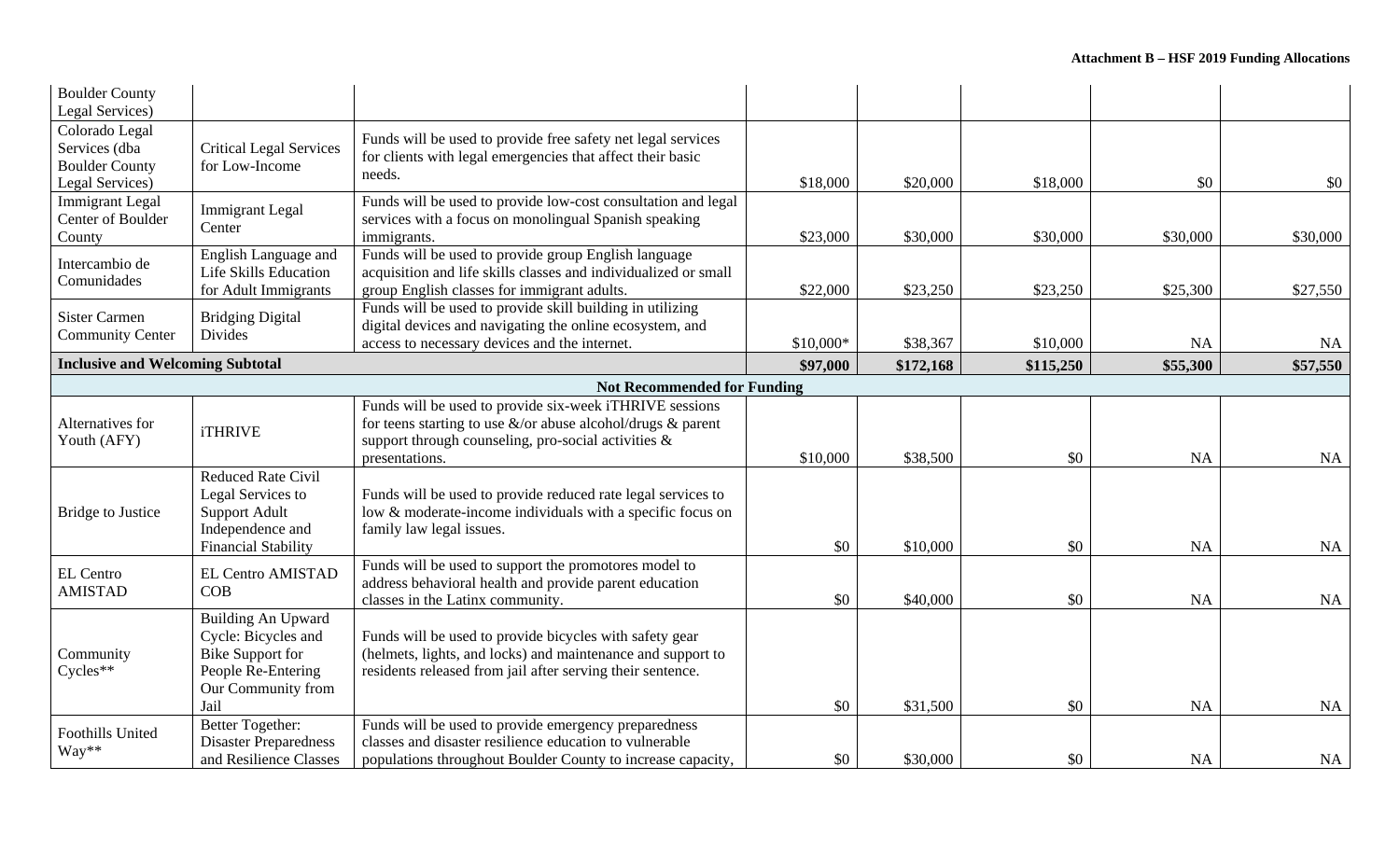| | | | | | | | |
|---|---|---|---|---|---|---|---|
| Boulder County Legal Services) | | | | | | | |
| Colorado Legal Services (dba Boulder County Legal Services) | Critical Legal Services for Low-Income | Funds will be used to provide free safety net legal services for clients with legal emergencies that affect their basic needs. | $18,000 | $20,000 | $18,000 | $0 | $0 |
| Immigrant Legal Center of Boulder County | Immigrant Legal Center | Funds will be used to provide low-cost consultation and legal services with a focus on monolingual Spanish speaking immigrants. | $23,000 | $30,000 | $30,000 | $30,000 | $30,000 |
| Intercambio de Comunidades | English Language and Life Skills Education for Adult Immigrants | Funds will be used to provide group English language acquisition and life skills classes and individualized or small group English classes for immigrant adults. | $22,000 | $23,250 | $23,250 | $25,300 | $27,550 |
| Sister Carmen Community Center | Bridging Digital Divides | Funds will be used to provide skill building in utilizing digital devices and navigating the online ecosystem, and access to necessary devices and the internet. | $10,000* | $38,367 | $10,000 | NA | NA |
| **Inclusive and Welcoming Subtotal** | | | **$97,000** | **$172,168** | **$115,250** | **$55,300** | **$57,550** |
| **Not Recommended for Funding** | | | | | | | |
| Alternatives for Youth (AFY) | iTHRIVE | Funds will be used to provide six-week iTHRIVE sessions for teens starting to use &/or abuse alcohol/drugs & parent support through counseling, pro-social activities & presentations. | $10,000 | $38,500 | $0 | NA | NA |
| Bridge to Justice | Reduced Rate Civil Legal Services to Support Adult Independence and Financial Stability | Funds will be used to provide reduced rate legal services to low & moderate-income individuals with a specific focus on family law legal issues. | $0 | $10,000 | $0 | NA | NA |
| EL Centro AMISTAD | EL Centro AMISTAD COB | Funds will be used to support the promotores model to address behavioral health and provide parent education classes in the Latinx community. | $0 | $40,000 | $0 | NA | NA |
| Community Cycles** | Building An Upward Cycle: Bicycles and Bike Support for People Re-Entering Our Community from Jail | Funds will be used to provide bicycles with safety gear (helmets, lights, and locks) and maintenance and support to residents released from jail after serving their sentence. | $0 | $31,500 | $0 | NA | NA |
| Foothills United Way** | Better Together: Disaster Preparedness and Resilience Classes | Funds will be used to provide emergency preparedness classes and disaster resilience education to vulnerable populations throughout Boulder County to increase capacity, | $0 | $30,000 | $0 | NA | NA |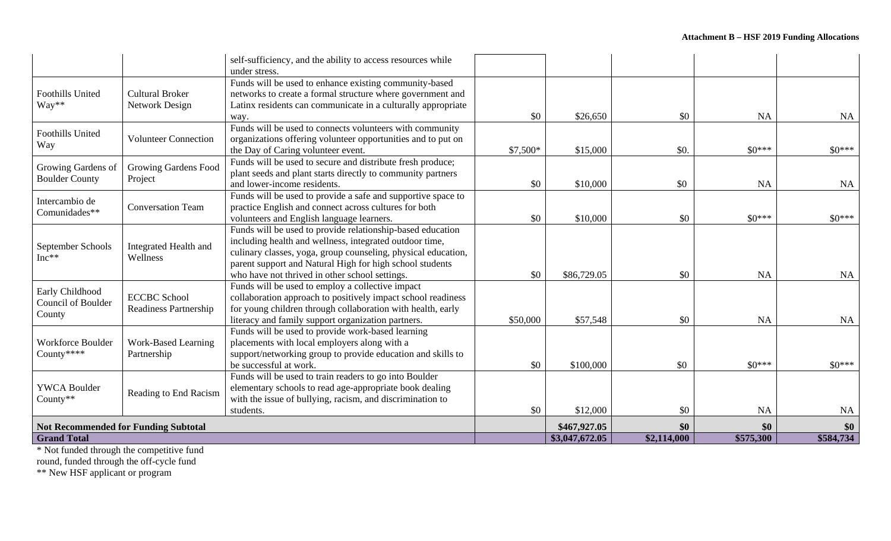| | | | | | | | |
|---|---|---|---|---|---|---|---|
| | | self-sufficiency, and the ability to access resources while under stress. | | | | | |
| Foothills United Way** | Cultural Broker Network Design | Funds will be used to enhance existing community-based networks to create a formal structure where government and Latinx residents can communicate in a culturally appropriate way. | $0 | $26,650 | $0 | NA | NA |
| Foothills United Way | Volunteer Connection | Funds will be used to connects volunteers with community organizations offering volunteer opportunities and to put on the Day of Caring volunteer event. | $7,500* | $15,000 | $0. | $0*** | $0*** |
| Growing Gardens of Boulder County | Growing Gardens Food Project | Funds will be used to secure and distribute fresh produce; plant seeds and plant starts directly to community partners and lower-income residents. | $0 | $10,000 | $0 | NA | NA |
| Intercambio de Comunidades** | Conversation Team | Funds will be used to provide a safe and supportive space to practice English and connect across cultures for both volunteers and English language learners. | $0 | $10,000 | $0 | $0*** | $0*** |
| September Schools Inc** | Integrated Health and Wellness | Funds will be used to provide relationship-based education including health and wellness, integrated outdoor time, culinary classes, yoga, group counseling, physical education, parent support and Natural High for high school students who have not thrived in other school settings. | $0 | $86,729.05 | $0 | NA | NA |
| Early Childhood Council of Boulder County | ECCBC School Readiness Partnership | Funds will be used to employ a collective impact collaboration approach to positively impact school readiness for young children through collaboration with health, early literacy and family support organization partners. | $50,000 | $57,548 | $0 | NA | NA |
| Workforce Boulder County**** | Work-Based Learning Partnership | Funds will be used to provide work-based learning placements with local employers along with a support/networking group to provide education and skills to be successful at work. | $0 | $100,000 | $0 | $0*** | $0*** |
| YWCA Boulder County** | Reading to End Racism | Funds will be used to train readers to go into Boulder elementary schools to read age-appropriate book dealing with the issue of bullying, racism, and discrimination to students. | $0 | $12,000 | $0 | NA | NA |
| **Not Recommended for Funding Subtotal** | | | | **$467,927.05** | **$0** | **$0** | **$0** |
| **Grand Total** | | | | **$3,047,672.05** | **$2,114,000** | **$575,300** | **$584,734** |

\* Not funded through the competitive fund round, funded through the off-cycle fund

** New HSF applicant or program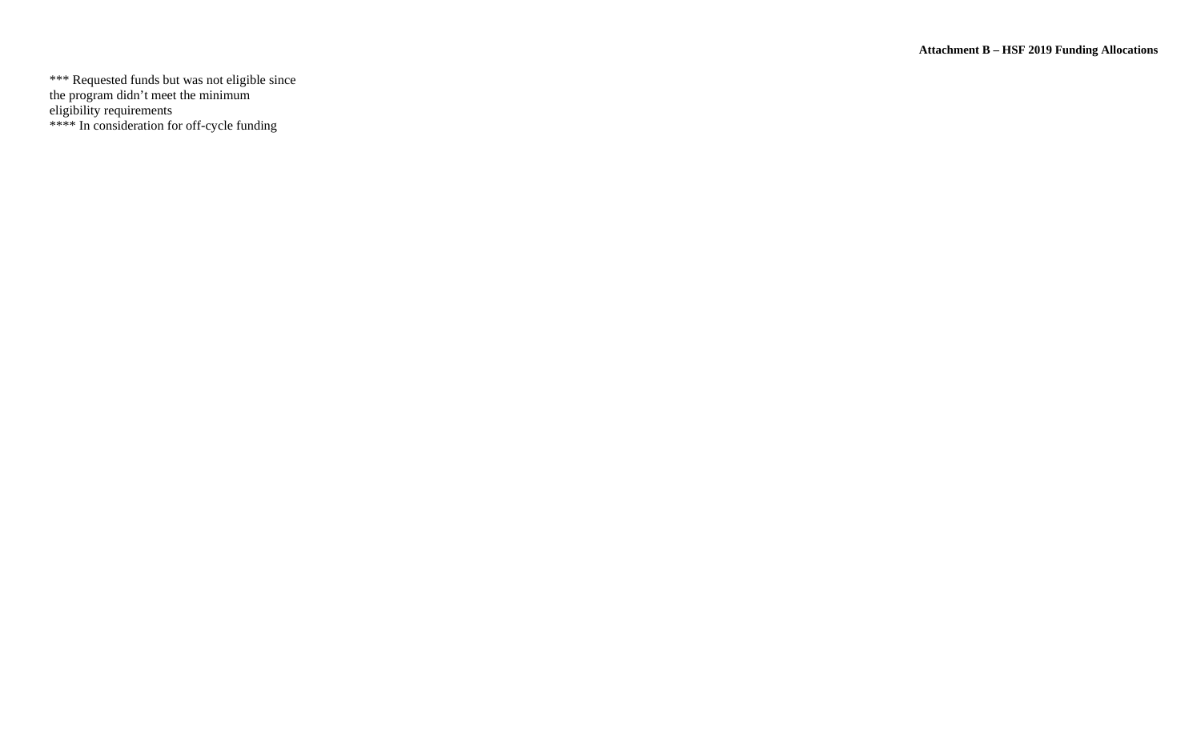*** Requested funds but was not eligible since the program didn't meet the minimum eligibility requirements
**** In consideration for off-cycle funding